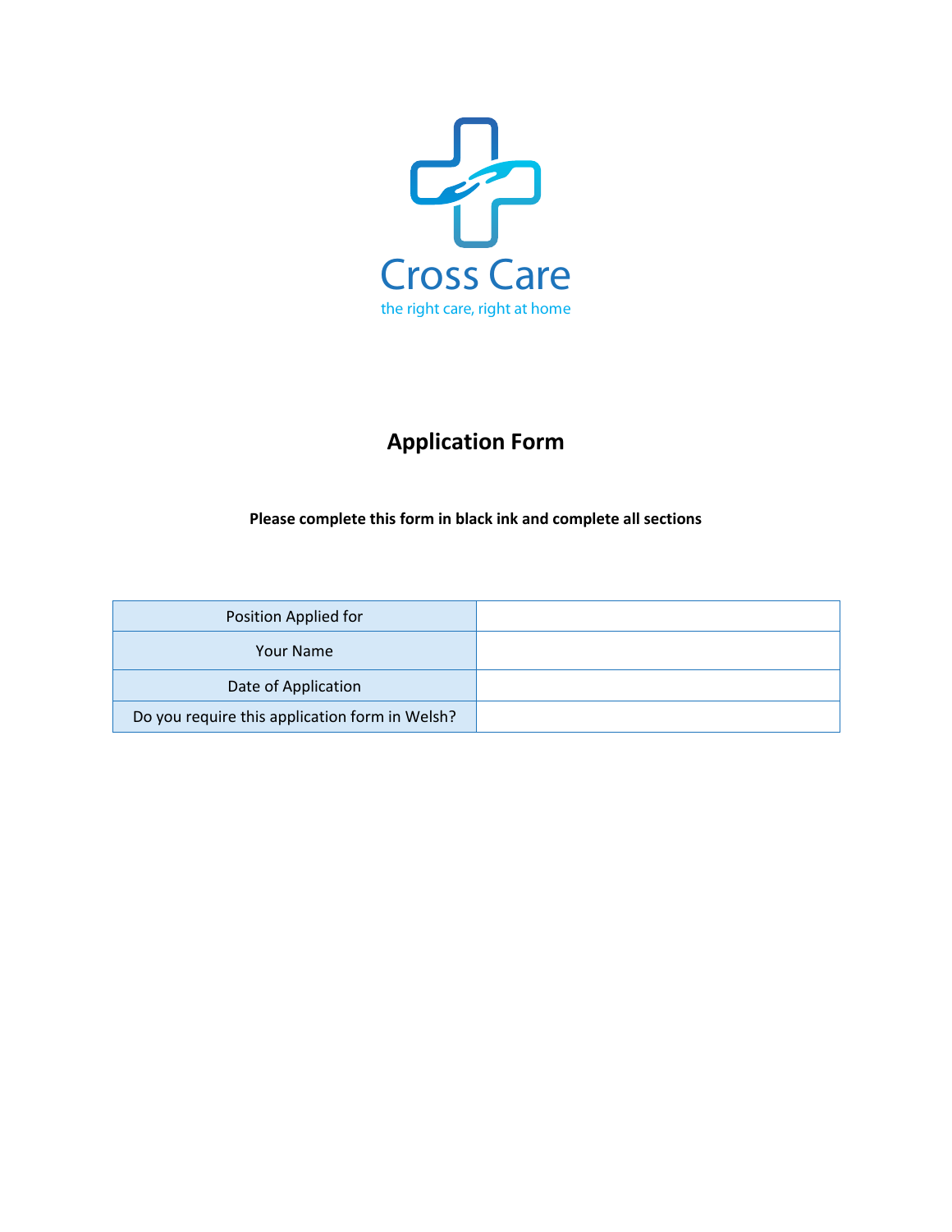Cross Care

the right care, right at home

# Application Form

**Please complete this form in black ink and complete all sections**

| Position Applied for | |
|---|---|
| Your Name | |
| Date of Application | |
| Do you require this application form in Welsh? | |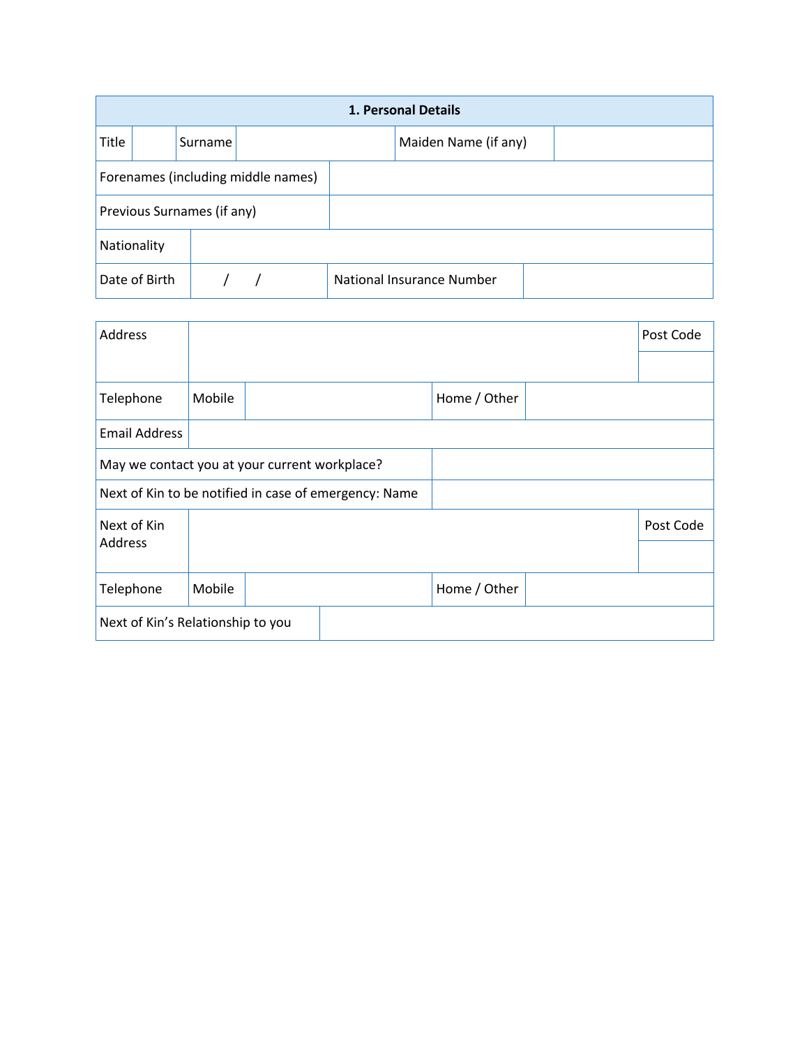## 1. Personal Details

| Title | | Surname | | Maiden Name (if any) | |
|---|---|---|---|---|---|
| Forenames (including middle names) | | | | | |
| Previous Surnames (if any) | | | | | |
| Nationality | | | | | |
| Date of Birth | / / | National Insurance Number | | | |

| Address | | | | Post Code |
|---|---|---|---|---|
| | | | | |
| Telephone | Mobile | | Home / Other | |
| Email Address | | | | |
| May we contact you at your current workplace? | | | | |
| Next of Kin to be notified in case of emergency: Name | | | | |
| Next of Kin Address | | | | Post Code |
| | | | | |
| Telephone | Mobile | | Home / Other | |
| Next of Kin's Relationship to you | | | | |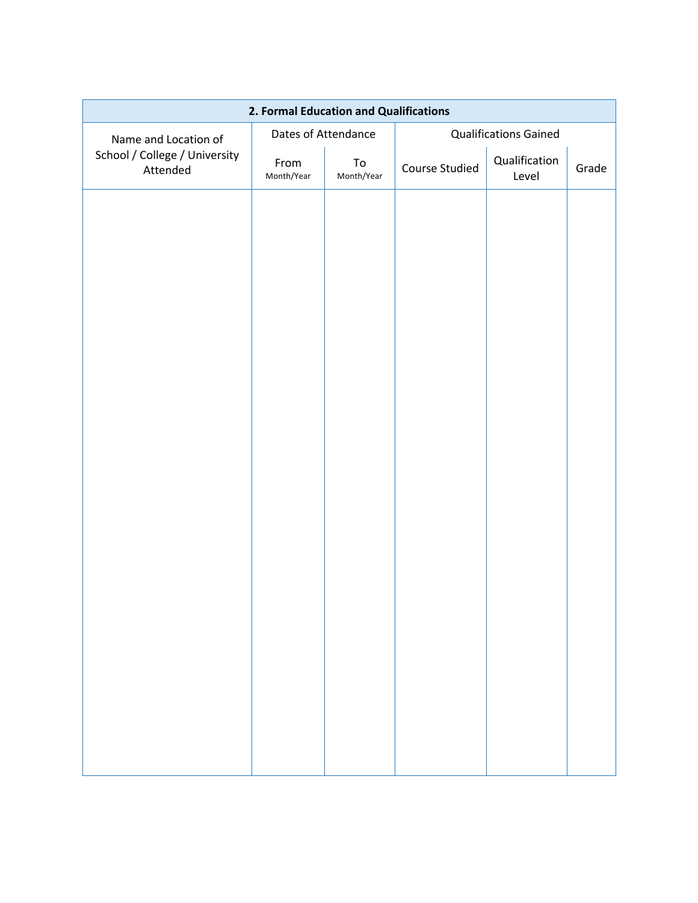| 2. Formal Education and Qualifications | | | | | |
|---|---|---|---|---|---|
| Name and Location of School / College / University Attended | Dates of Attendance | | Qualifications Gained | | |
| | From Month/Year | To Month/Year | Course Studied | Qualification Level | Grade |
| | | | | | |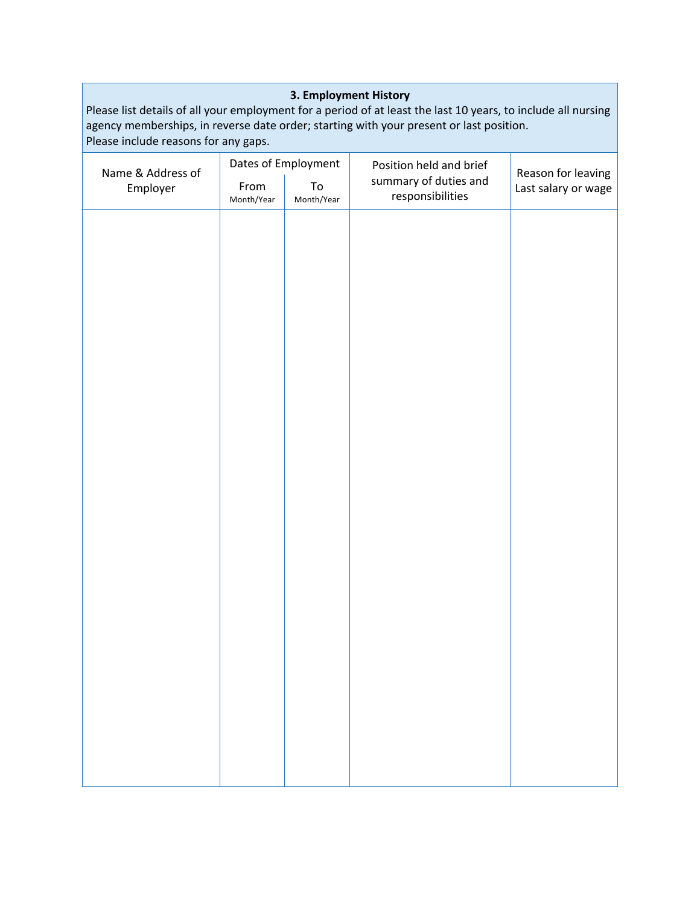### 3. Employment History

Please list details of all your employment for a period of at least the last 10 years, to include all nursing agency memberships, in reverse date order; starting with your present or last position.
Please include reasons for any gaps.

| Name & Address of Employer | Dates of Employment | | Position held and brief summary of duties and responsibilities | Reason for leaving Last salary or wage |
|---|---|---|---|---|
| | From Month/Year | To Month/Year | | |
| | | | | |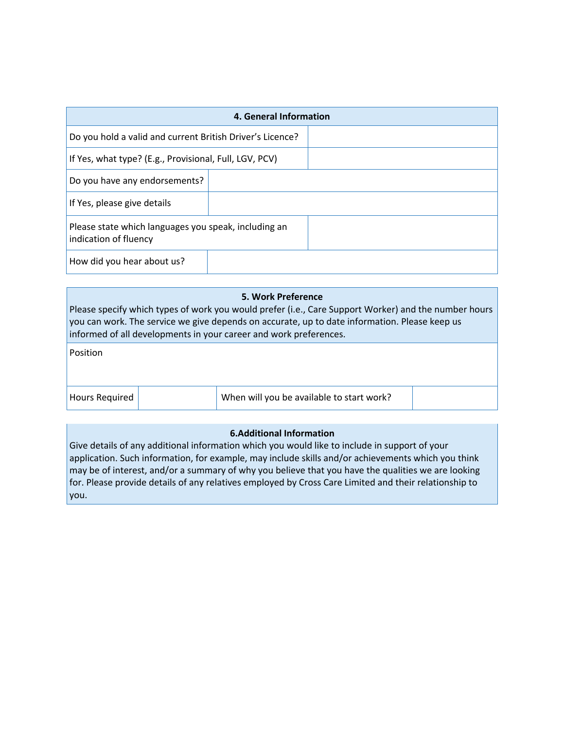| 4. General Information | |
|---|---|
| Do you hold a valid and current British Driver's Licence? | |
| If Yes, what type? (E.g., Provisional, Full, LGV, PCV) | |
| Do you have any endorsements? | |
| If Yes, please give details | |
| Please state which languages you speak, including an indication of fluency | |
| How did you hear about us? | |

**5. Work Preference**

Please specify which types of work you would prefer (i.e., Care Support Worker) and the number hours you can work. The service we give depends on accurate, up to date information. Please keep us informed of all developments in your career and work preferences.

| Position | | | |
|---|---|---|---|
| Hours Required | | When will you be available to start work? | |

**6.Additional Information**

Give details of any additional information which you would like to include in support of your application. Such information, for example, may include skills and/or achievements which you think may be of interest, and/or a summary of why you believe that you have the qualities we are looking for. Please provide details of any relatives employed by Cross Care Limited and their relationship to you.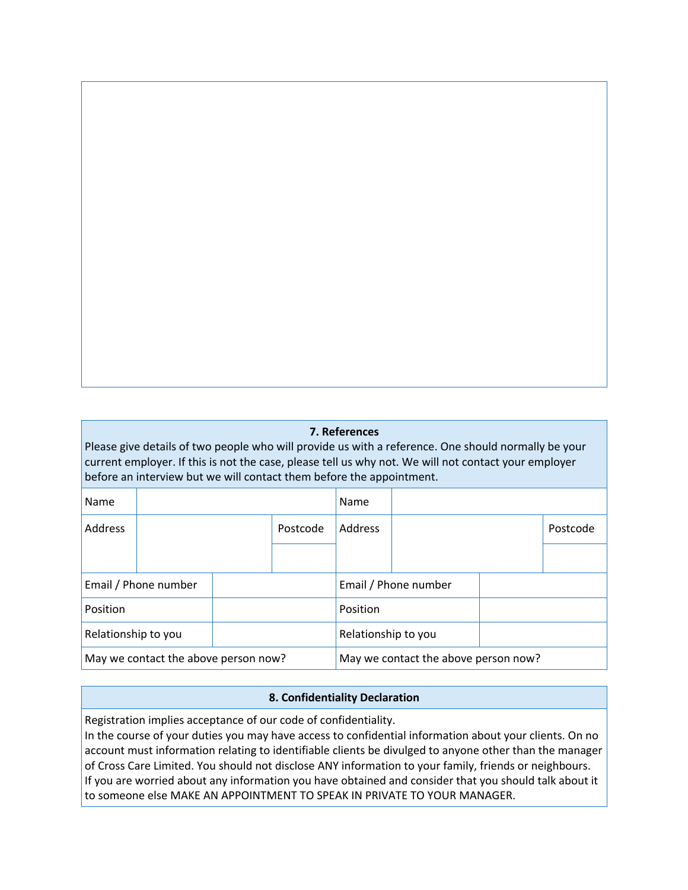## 7. References

Please give details of two people who will provide us with a reference. One should normally be your current employer. If this is not the case, please tell us why not. We will not contact your employer before an interview but we will contact them before the appointment.

| | | | |
|---|---|---|---|
| Name | | Name | |
| Address | Postcode | Address | Postcode |
| Email / Phone number | | Email / Phone number | |
| Position | | Position | |
| Relationship to you | | Relationship to you | |
| May we contact the above person now? | | May we contact the above person now? | |

## 8. Confidentiality Declaration

Registration implies acceptance of our code of confidentiality.
In the course of your duties you may have access to confidential information about your clients. On no account must information relating to identifiable clients be divulged to anyone other than the manager of Cross Care Limited. You should not disclose ANY information to your family, friends or neighbours. If you are worried about any information you have obtained and consider that you should talk about it to someone else MAKE AN APPOINTMENT TO SPEAK IN PRIVATE TO YOUR MANAGER.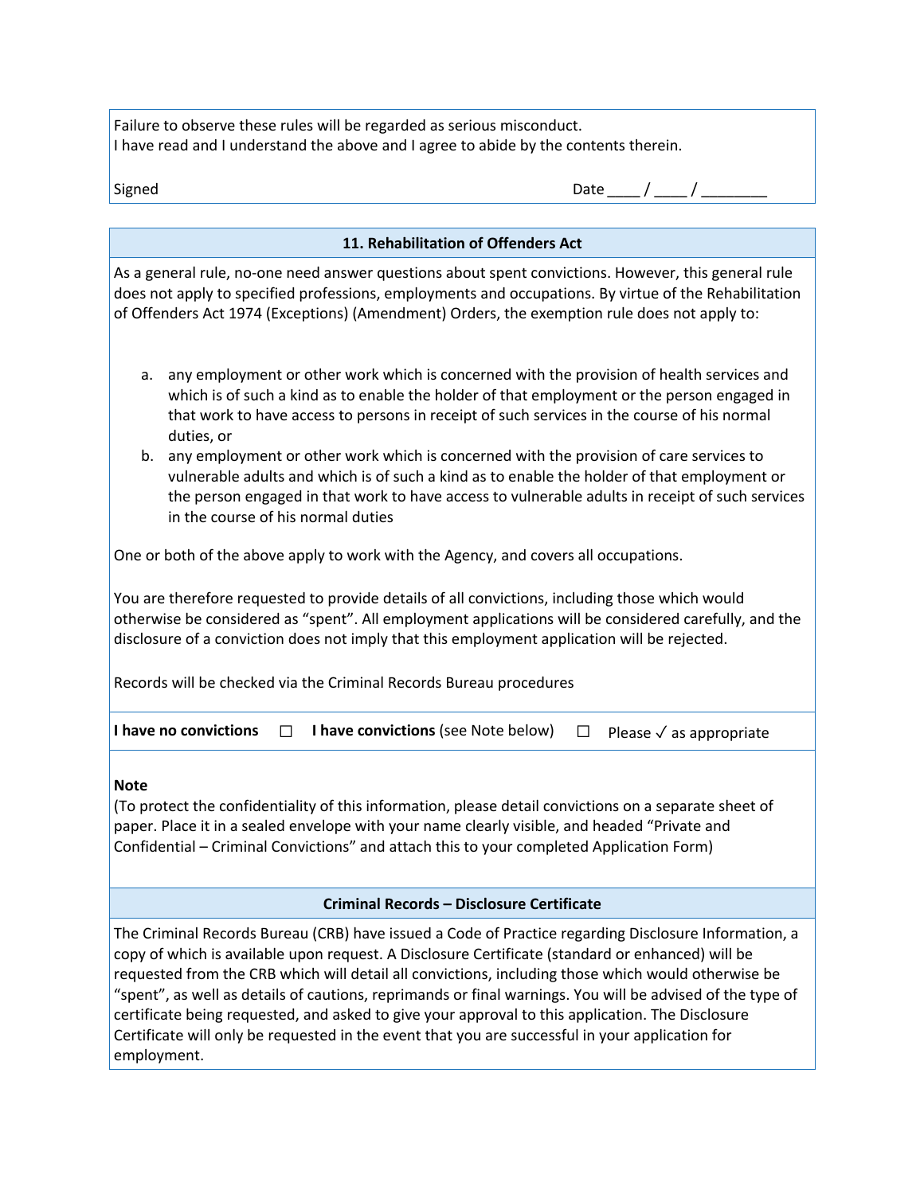Failure to observe these rules will be regarded as serious misconduct.
I have read and I understand the above and I agree to abide by the contents therein.

Signed Date ____ / ____ / ________

## 11. Rehabilitation of Offenders Act

As a general rule, no-one need answer questions about spent convictions. However, this general rule does not apply to specified professions, employments and occupations. By virtue of the Rehabilitation of Offenders Act 1974 (Exceptions) (Amendment) Orders, the exemption rule does not apply to:

a. any employment or other work which is concerned with the provision of health services and which is of such a kind as to enable the holder of that employment or the person engaged in that work to have access to persons in receipt of such services in the course of his normal duties, or
b. any employment or other work which is concerned with the provision of care services to vulnerable adults and which is of such a kind as to enable the holder of that employment or the person engaged in that work to have access to vulnerable adults in receipt of such services in the course of his normal duties

One or both of the above apply to work with the Agency, and covers all occupations.

You are therefore requested to provide details of all convictions, including those which would otherwise be considered as "spent". All employment applications will be considered carefully, and the disclosure of a conviction does not imply that this employment application will be rejected.

Records will be checked via the Criminal Records Bureau procedures

**I have no convictions** ☐ **I have convictions** (see Note below) ☐ Please ✓ as appropriate

**Note**
(To protect the confidentiality of this information, please detail convictions on a separate sheet of paper. Place it in a sealed envelope with your name clearly visible, and headed "Private and Confidential – Criminal Convictions" and attach this to your completed Application Form)

## Criminal Records – Disclosure Certificate

The Criminal Records Bureau (CRB) have issued a Code of Practice regarding Disclosure Information, a copy of which is available upon request. A Disclosure Certificate (standard or enhanced) will be requested from the CRB which will detail all convictions, including those which would otherwise be "spent", as well as details of cautions, reprimands or final warnings. You will be advised of the type of certificate being requested, and asked to give your approval to this application. The Disclosure Certificate will only be requested in the event that you are successful in your application for employment.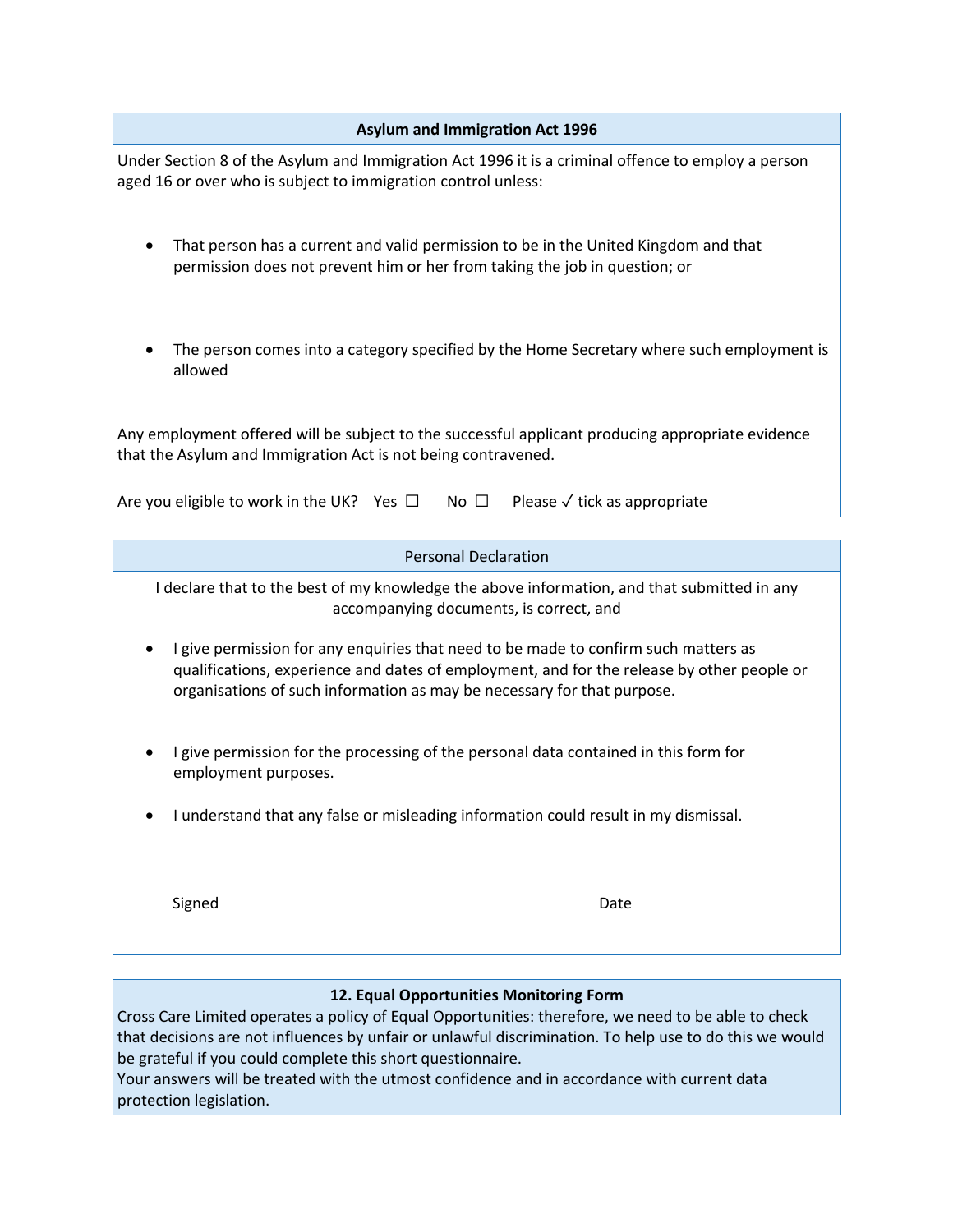## Asylum and Immigration Act 1996

Under Section 8 of the Asylum and Immigration Act 1996 it is a criminal offence to employ a person aged 16 or over who is subject to immigration control unless:

- That person has a current and valid permission to be in the United Kingdom and that permission does not prevent him or her from taking the job in question; or
- The person comes into a category specified by the Home Secretary where such employment is allowed

Any employment offered will be subject to the successful applicant producing appropriate evidence that the Asylum and Immigration Act is not being contravened.

Are you eligible to work in the UK? Yes ☐ No ☐ Please ✓ tick as appropriate

## Personal Declaration

I declare that to the best of my knowledge the above information, and that submitted in any accompanying documents, is correct, and

- I give permission for any enquiries that need to be made to confirm such matters as qualifications, experience and dates of employment, and for the release by other people or organisations of such information as may be necessary for that purpose.
- I give permission for the processing of the personal data contained in this form for employment purposes.
- I understand that any false or misleading information could result in my dismissal.

Signed Date

## 12. Equal Opportunities Monitoring Form

Cross Care Limited operates a policy of Equal Opportunities: therefore, we need to be able to check that decisions are not influences by unfair or unlawful discrimination. To help use to do this we would be grateful if you could complete this short questionnaire.

Your answers will be treated with the utmost confidence and in accordance with current data protection legislation.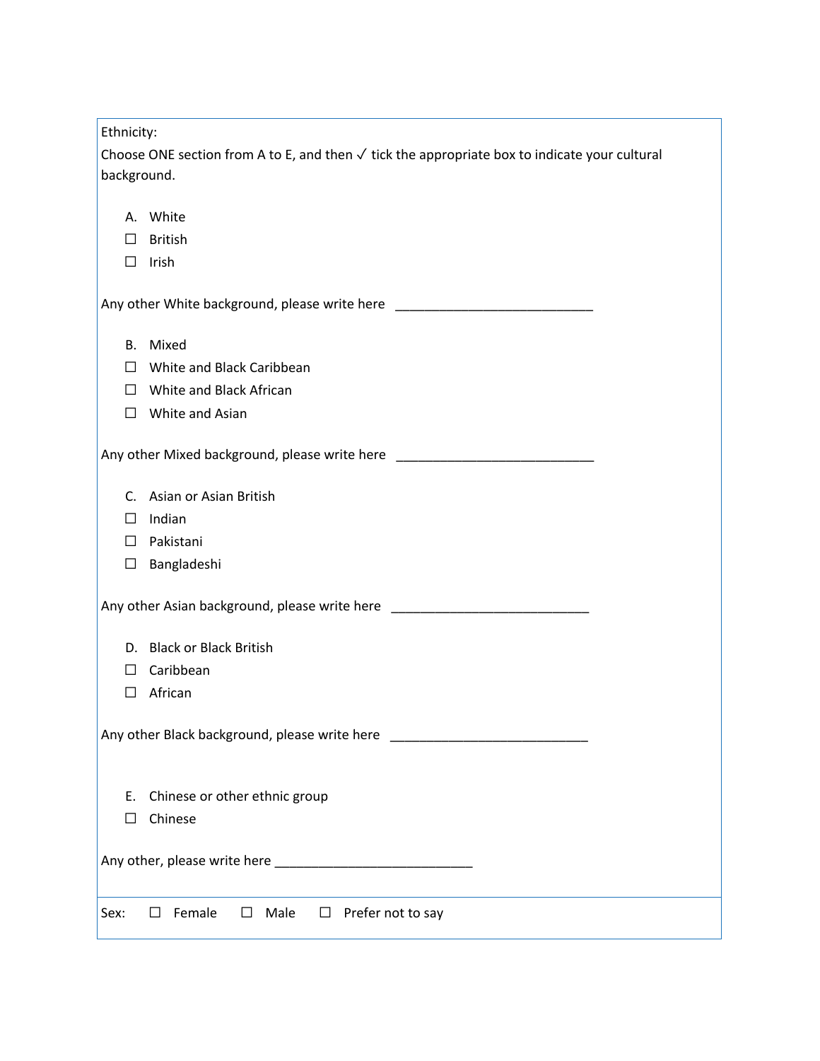Ethnicity:

Choose ONE section from A to E, and then ✓ tick the appropriate box to indicate your cultural background.

A. White

☐ British

☐ Irish

Any other White background, please write here ____________________________

B. Mixed

☐ White and Black Caribbean

☐ White and Black African

☐ White and Asian

Any other Mixed background, please write here ____________________________

C. Asian or Asian British

☐ Indian

☐ Pakistani

☐ Bangladeshi

Any other Asian background, please write here ____________________________

D. Black or Black British

☐ Caribbean

☐ African

Any other Black background, please write here ____________________________

E. Chinese or other ethnic group

☐ Chinese

Any other, please write here ____________________________

Sex: ☐ Female ☐ Male ☐ Prefer not to say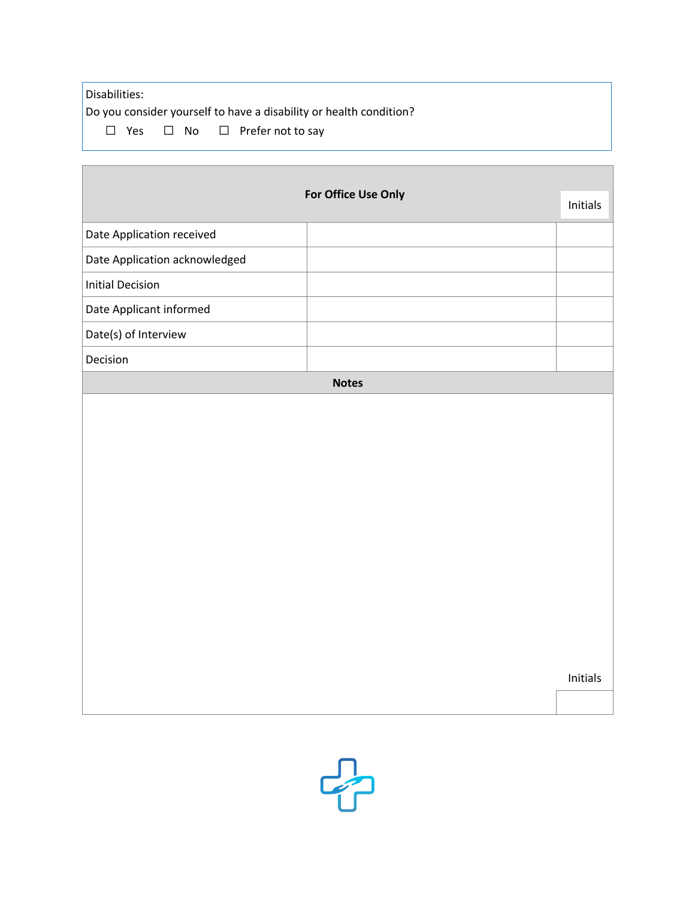Disabilities:

Do you consider yourself to have a disability or health condition?

☐ Yes ☐ No ☐ Prefer not to say

| For Office Use Only | | Initials |
|---|---|---|
| Date Application received | | |
| Date Application acknowledged | | |
| Initial Decision | | |
| Date Applicant informed | | |
| Date(s) of Interview | | |
| Decision | | |

**Notes**

Initials